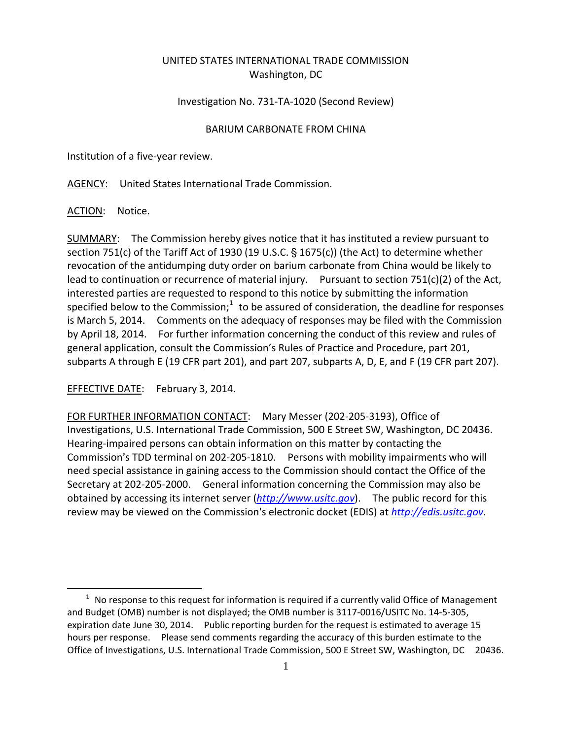UNITED STATES INTERNATIONAL TRADE COMMISSION
Washington, DC

Investigation No. 731-TA-1020 (Second Review)

BARIUM CARBONATE FROM CHINA

Institution of a five-year review.

AGENCY: United States International Trade Commission.

ACTION: Notice.

SUMMARY: The Commission hereby gives notice that it has instituted a review pursuant to section 751(c) of the Tariff Act of 1930 (19 U.S.C. § 1675(c)) (the Act) to determine whether revocation of the antidumping duty order on barium carbonate from China would be likely to lead to continuation or recurrence of material injury. Pursuant to section 751(c)(2) of the Act, interested parties are requested to respond to this notice by submitting the information specified below to the Commission;[1] to be assured of consideration, the deadline for responses is March 5, 2014. Comments on the adequacy of responses may be filed with the Commission by April 18, 2014. For further information concerning the conduct of this review and rules of general application, consult the Commission's Rules of Practice and Procedure, part 201, subparts A through E (19 CFR part 201), and part 207, subparts A, D, E, and F (19 CFR part 207).

EFFECTIVE DATE: February 3, 2014.

FOR FURTHER INFORMATION CONTACT: Mary Messer (202-205-3193), Office of Investigations, U.S. International Trade Commission, 500 E Street SW, Washington, DC 20436. Hearing-impaired persons can obtain information on this matter by contacting the Commission's TDD terminal on 202-205-1810. Persons with mobility impairments who will need special assistance in gaining access to the Commission should contact the Office of the Secretary at 202-205-2000. General information concerning the Commission may also be obtained by accessing its internet server (*http://www.usitc.gov*). The public record for this review may be viewed on the Commission's electronic docket (EDIS) at *http://edis.usitc.gov*.

[1] No response to this request for information is required if a currently valid Office of Management and Budget (OMB) number is not displayed; the OMB number is 3117-0016/USITC No. 14-5-305, expiration date June 30, 2014. Public reporting burden for the request is estimated to average 15 hours per response. Please send comments regarding the accuracy of this burden estimate to the Office of Investigations, U.S. International Trade Commission, 500 E Street SW, Washington, DC 20436.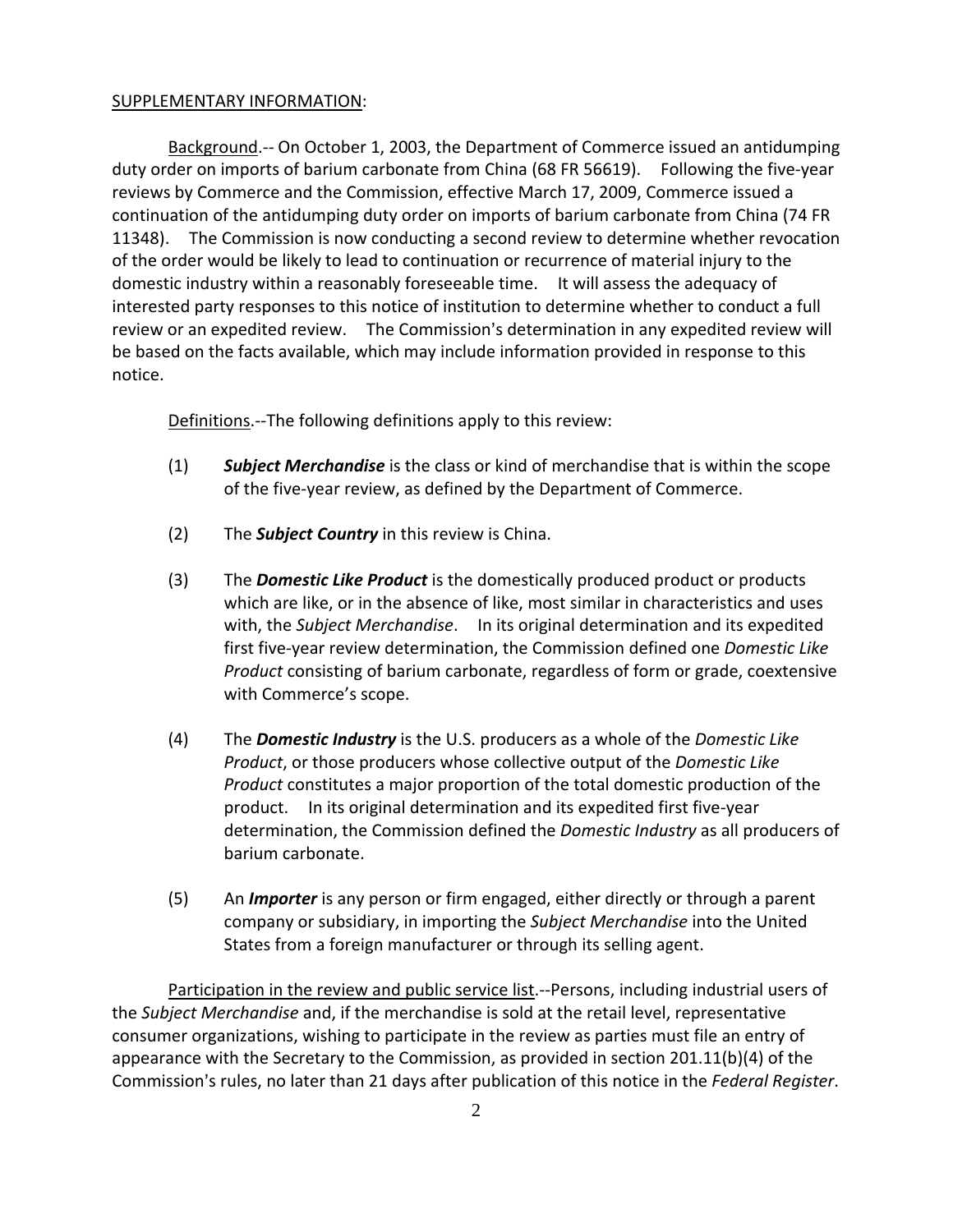SUPPLEMENTARY INFORMATION:

Background.-- On October 1, 2003, the Department of Commerce issued an antidumping duty order on imports of barium carbonate from China (68 FR 56619). Following the five-year reviews by Commerce and the Commission, effective March 17, 2009, Commerce issued a continuation of the antidumping duty order on imports of barium carbonate from China (74 FR 11348). The Commission is now conducting a second review to determine whether revocation of the order would be likely to lead to continuation or recurrence of material injury to the domestic industry within a reasonably foreseeable time. It will assess the adequacy of interested party responses to this notice of institution to determine whether to conduct a full review or an expedited review. The Commission's determination in any expedited review will be based on the facts available, which may include information provided in response to this notice.

Definitions.--The following definitions apply to this review:

(1) ***Subject Merchandise*** is the class or kind of merchandise that is within the scope of the five-year review, as defined by the Department of Commerce.

(2) The ***Subject Country*** in this review is China.

(3) The ***Domestic Like Product*** is the domestically produced product or products which are like, or in the absence of like, most similar in characteristics and uses with, the *Subject Merchandise*. In its original determination and its expedited first five-year review determination, the Commission defined one *Domestic Like Product* consisting of barium carbonate, regardless of form or grade, coextensive with Commerce's scope.

(4) The ***Domestic Industry*** is the U.S. producers as a whole of the *Domestic Like Product*, or those producers whose collective output of the *Domestic Like Product* constitutes a major proportion of the total domestic production of the product. In its original determination and its expedited first five-year determination, the Commission defined the *Domestic Industry* as all producers of barium carbonate.

(5) An ***Importer*** is any person or firm engaged, either directly or through a parent company or subsidiary, in importing the *Subject Merchandise* into the United States from a foreign manufacturer or through its selling agent.

Participation in the review and public service list.--Persons, including industrial users of the *Subject Merchandise* and, if the merchandise is sold at the retail level, representative consumer organizations, wishing to participate in the review as parties must file an entry of appearance with the Secretary to the Commission, as provided in section 201.11(b)(4) of the Commission's rules, no later than 21 days after publication of this notice in the *Federal Register*.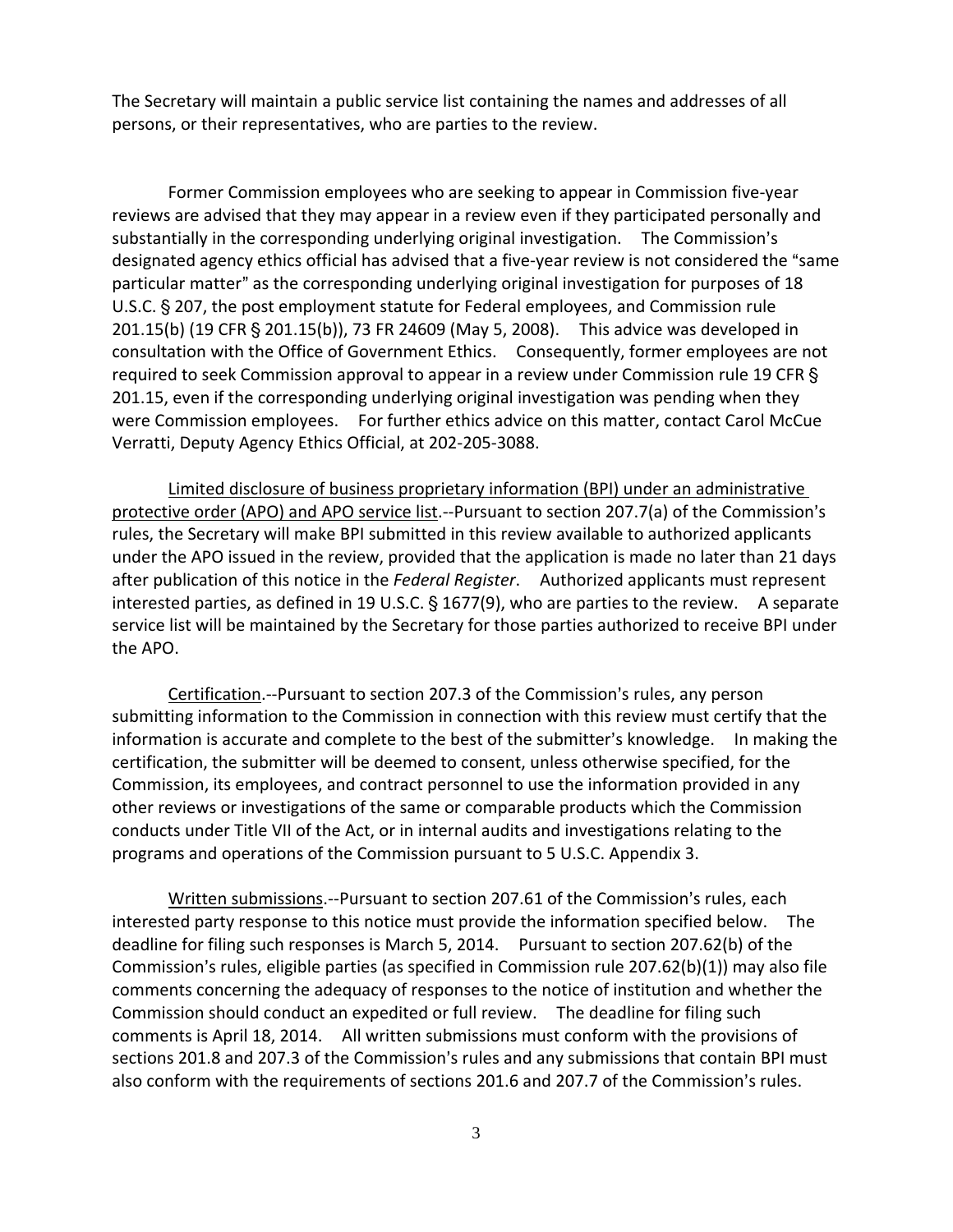The Secretary will maintain a public service list containing the names and addresses of all persons, or their representatives, who are parties to the review.

Former Commission employees who are seeking to appear in Commission five-year reviews are advised that they may appear in a review even if they participated personally and substantially in the corresponding underlying original investigation. The Commission's designated agency ethics official has advised that a five-year review is not considered the "same particular matter" as the corresponding underlying original investigation for purposes of 18 U.S.C. § 207, the post employment statute for Federal employees, and Commission rule 201.15(b) (19 CFR § 201.15(b)), 73 FR 24609 (May 5, 2008). This advice was developed in consultation with the Office of Government Ethics. Consequently, former employees are not required to seek Commission approval to appear in a review under Commission rule 19 CFR § 201.15, even if the corresponding underlying original investigation was pending when they were Commission employees. For further ethics advice on this matter, contact Carol McCue Verratti, Deputy Agency Ethics Official, at 202-205-3088.

Limited disclosure of business proprietary information (BPI) under an administrative protective order (APO) and APO service list.--Pursuant to section 207.7(a) of the Commission's rules, the Secretary will make BPI submitted in this review available to authorized applicants under the APO issued in the review, provided that the application is made no later than 21 days after publication of this notice in the *Federal Register*. Authorized applicants must represent interested parties, as defined in 19 U.S.C. § 1677(9), who are parties to the review. A separate service list will be maintained by the Secretary for those parties authorized to receive BPI under the APO.

Certification.--Pursuant to section 207.3 of the Commission's rules, any person submitting information to the Commission in connection with this review must certify that the information is accurate and complete to the best of the submitter's knowledge. In making the certification, the submitter will be deemed to consent, unless otherwise specified, for the Commission, its employees, and contract personnel to use the information provided in any other reviews or investigations of the same or comparable products which the Commission conducts under Title VII of the Act, or in internal audits and investigations relating to the programs and operations of the Commission pursuant to 5 U.S.C. Appendix 3.

Written submissions.--Pursuant to section 207.61 of the Commission's rules, each interested party response to this notice must provide the information specified below. The deadline for filing such responses is March 5, 2014. Pursuant to section 207.62(b) of the Commission's rules, eligible parties (as specified in Commission rule 207.62(b)(1)) may also file comments concerning the adequacy of responses to the notice of institution and whether the Commission should conduct an expedited or full review. The deadline for filing such comments is April 18, 2014. All written submissions must conform with the provisions of sections 201.8 and 207.3 of the Commission's rules and any submissions that contain BPI must also conform with the requirements of sections 201.6 and 207.7 of the Commission's rules.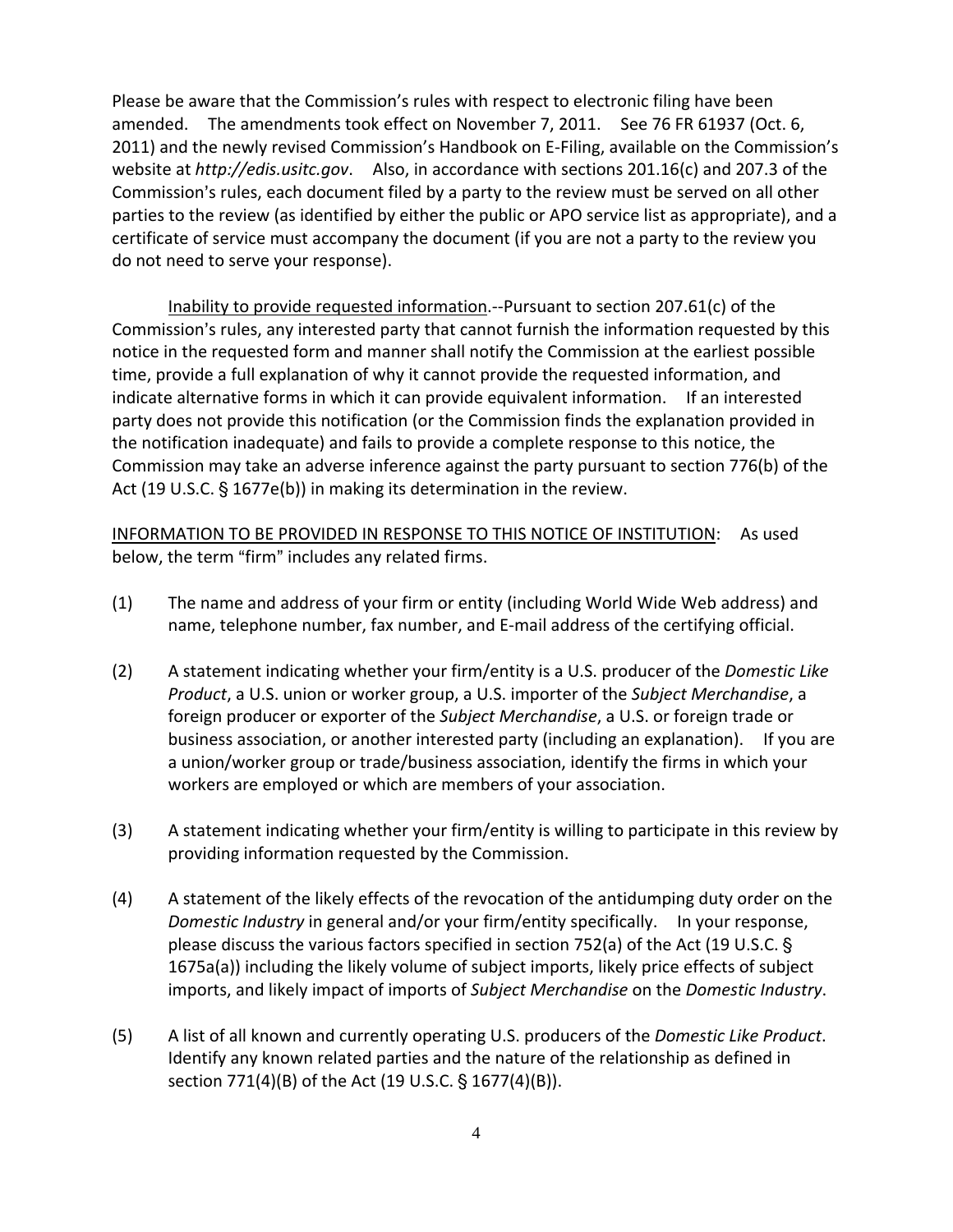Please be aware that the Commission's rules with respect to electronic filing have been amended. The amendments took effect on November 7, 2011. See 76 FR 61937 (Oct. 6, 2011) and the newly revised Commission's Handbook on E-Filing, available on the Commission's website at *http://edis.usitc.gov*. Also, in accordance with sections 201.16(c) and 207.3 of the Commission's rules, each document filed by a party to the review must be served on all other parties to the review (as identified by either the public or APO service list as appropriate), and a certificate of service must accompany the document (if you are not a party to the review you do not need to serve your response).

Inability to provide requested information.--Pursuant to section 207.61(c) of the Commission's rules, any interested party that cannot furnish the information requested by this notice in the requested form and manner shall notify the Commission at the earliest possible time, provide a full explanation of why it cannot provide the requested information, and indicate alternative forms in which it can provide equivalent information. If an interested party does not provide this notification (or the Commission finds the explanation provided in the notification inadequate) and fails to provide a complete response to this notice, the Commission may take an adverse inference against the party pursuant to section 776(b) of the Act (19 U.S.C. § 1677e(b)) in making its determination in the review.

INFORMATION TO BE PROVIDED IN RESPONSE TO THIS NOTICE OF INSTITUTION: As used below, the term "firm" includes any related firms.

(1) The name and address of your firm or entity (including World Wide Web address) and name, telephone number, fax number, and E-mail address of the certifying official.

(2) A statement indicating whether your firm/entity is a U.S. producer of the *Domestic Like Product*, a U.S. union or worker group, a U.S. importer of the *Subject Merchandise*, a foreign producer or exporter of the *Subject Merchandise*, a U.S. or foreign trade or business association, or another interested party (including an explanation). If you are a union/worker group or trade/business association, identify the firms in which your workers are employed or which are members of your association.

(3) A statement indicating whether your firm/entity is willing to participate in this review by providing information requested by the Commission.

(4) A statement of the likely effects of the revocation of the antidumping duty order on the *Domestic Industry* in general and/or your firm/entity specifically. In your response, please discuss the various factors specified in section 752(a) of the Act (19 U.S.C. § 1675a(a)) including the likely volume of subject imports, likely price effects of subject imports, and likely impact of imports of *Subject Merchandise* on the *Domestic Industry*.

(5) A list of all known and currently operating U.S. producers of the *Domestic Like Product*. Identify any known related parties and the nature of the relationship as defined in section 771(4)(B) of the Act (19 U.S.C. § 1677(4)(B)).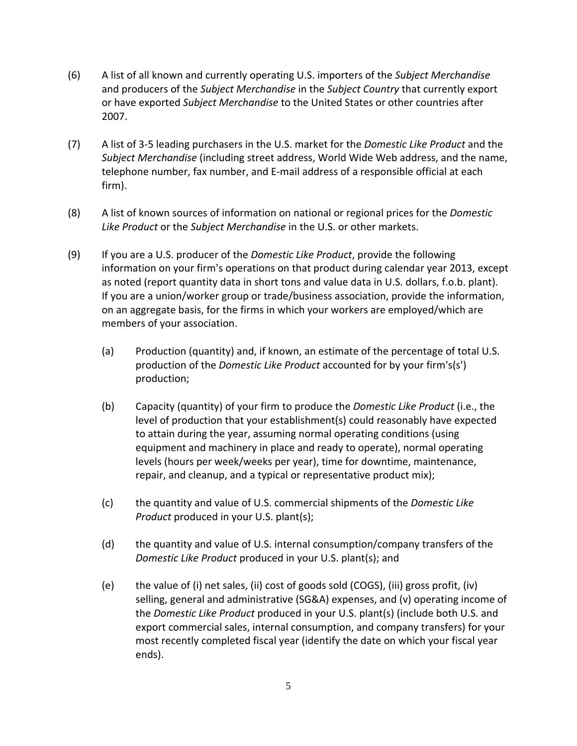(6) A list of all known and currently operating U.S. importers of the *Subject Merchandise* and producers of the *Subject Merchandise* in the *Subject Country* that currently export or have exported *Subject Merchandise* to the United States or other countries after 2007.

(7) A list of 3-5 leading purchasers in the U.S. market for the *Domestic Like Product* and the *Subject Merchandise* (including street address, World Wide Web address, and the name, telephone number, fax number, and E-mail address of a responsible official at each firm).

(8) A list of known sources of information on national or regional prices for the *Domestic Like Product* or the *Subject Merchandise* in the U.S. or other markets.

(9) If you are a U.S. producer of the *Domestic Like Product*, provide the following information on your firm's operations on that product during calendar year 2013, except as noted (report quantity data in short tons and value data in U.S. dollars, f.o.b. plant). If you are a union/worker group or trade/business association, provide the information, on an aggregate basis, for the firms in which your workers are employed/which are members of your association.

   (a) Production (quantity) and, if known, an estimate of the percentage of total U.S. production of the *Domestic Like Product* accounted for by your firm's(s') production;

   (b) Capacity (quantity) of your firm to produce the *Domestic Like Product* (i.e., the level of production that your establishment(s) could reasonably have expected to attain during the year, assuming normal operating conditions (using equipment and machinery in place and ready to operate), normal operating levels (hours per week/weeks per year), time for downtime, maintenance, repair, and cleanup, and a typical or representative product mix);

   (c) the quantity and value of U.S. commercial shipments of the *Domestic Like Product* produced in your U.S. plant(s);

   (d) the quantity and value of U.S. internal consumption/company transfers of the *Domestic Like Product* produced in your U.S. plant(s); and

   (e) the value of (i) net sales, (ii) cost of goods sold (COGS), (iii) gross profit, (iv) selling, general and administrative (SG&A) expenses, and (v) operating income of the *Domestic Like Product* produced in your U.S. plant(s) (include both U.S. and export commercial sales, internal consumption, and company transfers) for your most recently completed fiscal year (identify the date on which your fiscal year ends).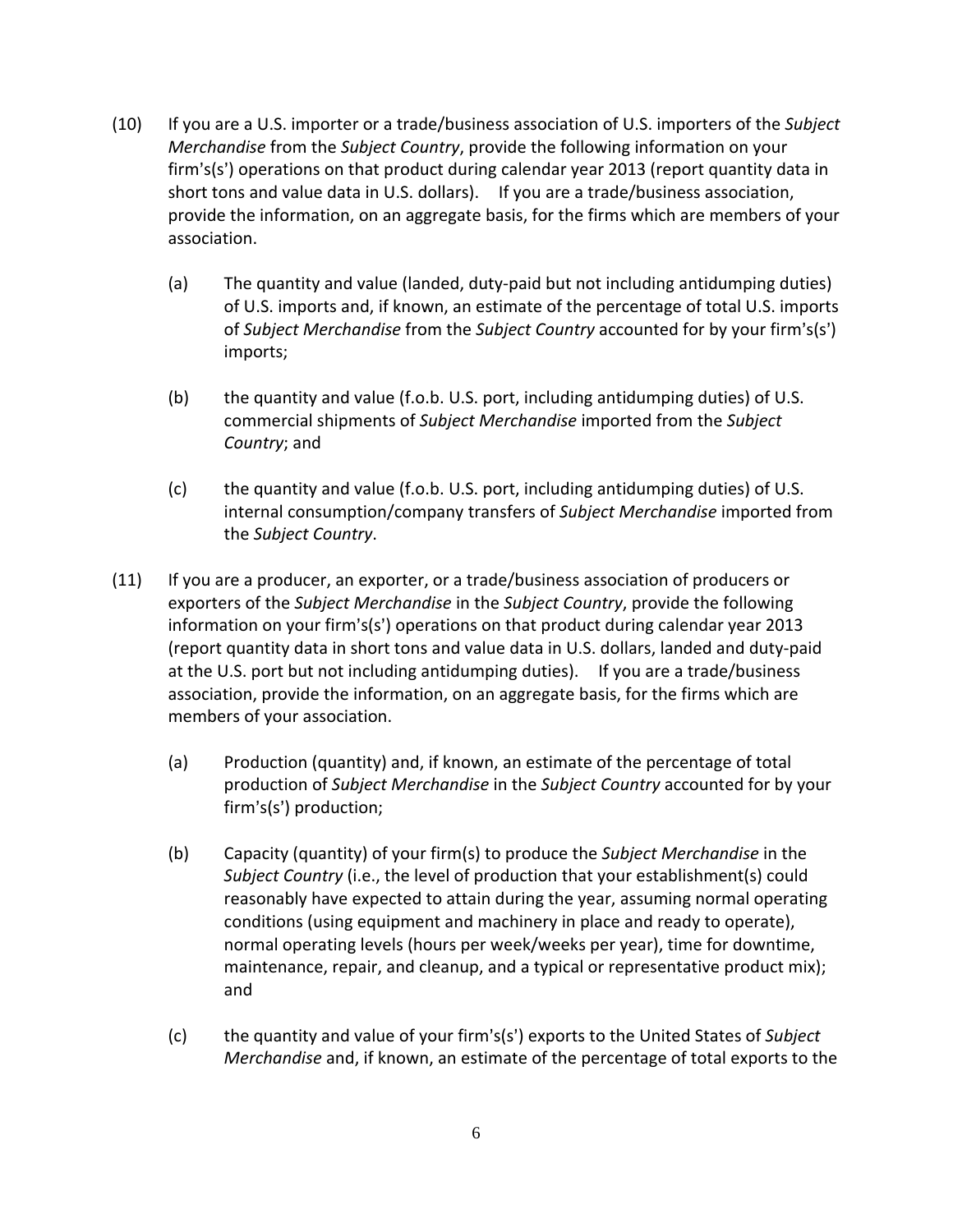(10) If you are a U.S. importer or a trade/business association of U.S. importers of the *Subject Merchandise* from the *Subject Country*, provide the following information on your firm's(s') operations on that product during calendar year 2013 (report quantity data in short tons and value data in U.S. dollars). If you are a trade/business association, provide the information, on an aggregate basis, for the firms which are members of your association.

   (a) The quantity and value (landed, duty-paid but not including antidumping duties) of U.S. imports and, if known, an estimate of the percentage of total U.S. imports of *Subject Merchandise* from the *Subject Country* accounted for by your firm's(s') imports;

   (b) the quantity and value (f.o.b. U.S. port, including antidumping duties) of U.S. commercial shipments of *Subject Merchandise* imported from the *Subject Country*; and

   (c) the quantity and value (f.o.b. U.S. port, including antidumping duties) of U.S. internal consumption/company transfers of *Subject Merchandise* imported from the *Subject Country*.

(11) If you are a producer, an exporter, or a trade/business association of producers or exporters of the *Subject Merchandise* in the *Subject Country*, provide the following information on your firm's(s') operations on that product during calendar year 2013 (report quantity data in short tons and value data in U.S. dollars, landed and duty-paid at the U.S. port but not including antidumping duties). If you are a trade/business association, provide the information, on an aggregate basis, for the firms which are members of your association.

   (a) Production (quantity) and, if known, an estimate of the percentage of total production of *Subject Merchandise* in the *Subject Country* accounted for by your firm's(s') production;

   (b) Capacity (quantity) of your firm(s) to produce the *Subject Merchandise* in the *Subject Country* (i.e., the level of production that your establishment(s) could reasonably have expected to attain during the year, assuming normal operating conditions (using equipment and machinery in place and ready to operate), normal operating levels (hours per week/weeks per year), time for downtime, maintenance, repair, and cleanup, and a typical or representative product mix); and

   (c) the quantity and value of your firm's(s') exports to the United States of *Subject Merchandise* and, if known, an estimate of the percentage of total exports to the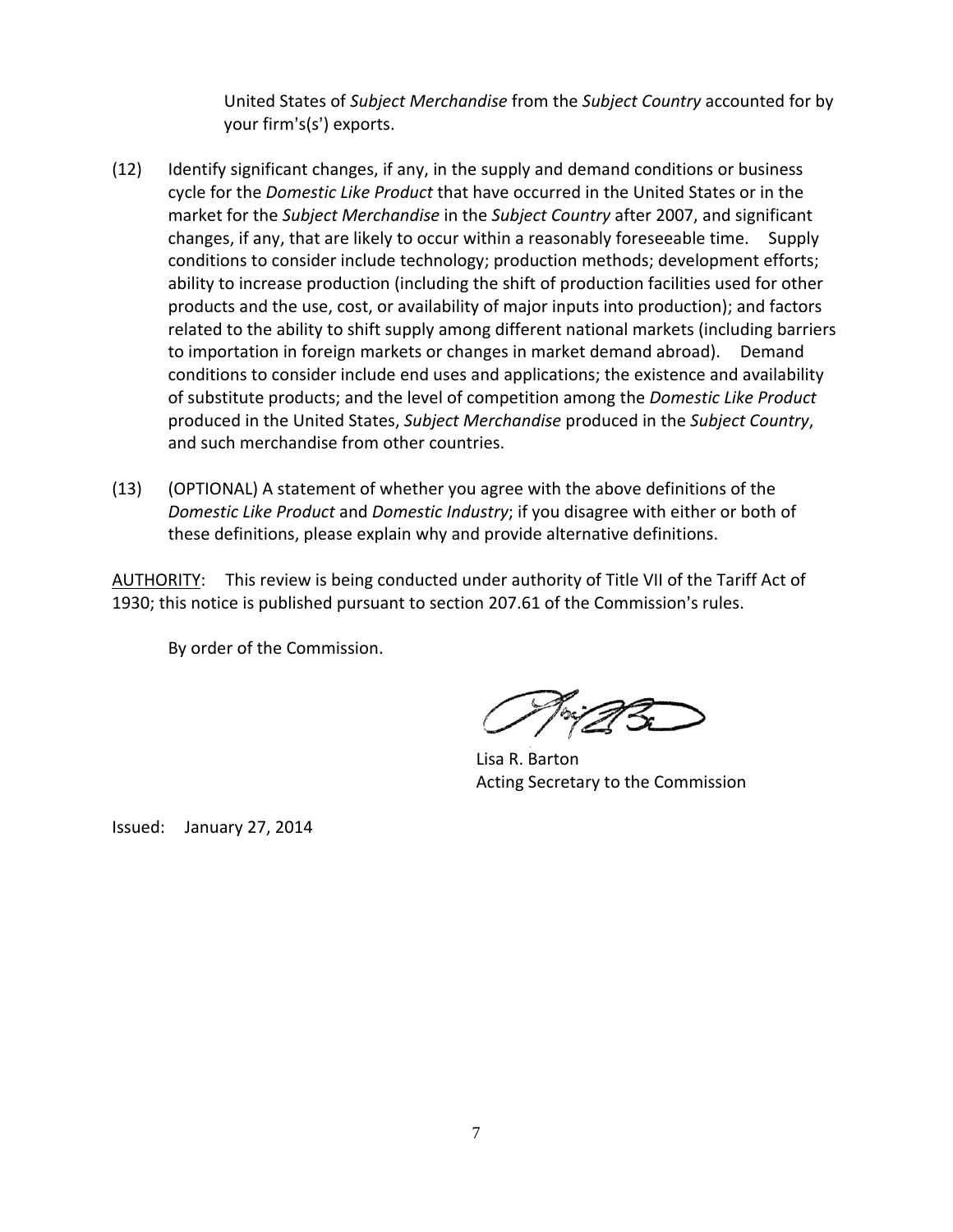United States of *Subject Merchandise* from the *Subject Country* accounted for by your firm's(s') exports.

(12) Identify significant changes, if any, in the supply and demand conditions or business cycle for the *Domestic Like Product* that have occurred in the United States or in the market for the *Subject Merchandise* in the *Subject Country* after 2007, and significant changes, if any, that are likely to occur within a reasonably foreseeable time. Supply conditions to consider include technology; production methods; development efforts; ability to increase production (including the shift of production facilities used for other products and the use, cost, or availability of major inputs into production); and factors related to the ability to shift supply among different national markets (including barriers to importation in foreign markets or changes in market demand abroad). Demand conditions to consider include end uses and applications; the existence and availability of substitute products; and the level of competition among the *Domestic Like Product* produced in the United States, *Subject Merchandise* produced in the *Subject Country*, and such merchandise from other countries.

(13) (OPTIONAL) A statement of whether you agree with the above definitions of the *Domestic Like Product* and *Domestic Industry*; if you disagree with either or both of these definitions, please explain why and provide alternative definitions.

AUTHORITY: This review is being conducted under authority of Title VII of the Tariff Act of 1930; this notice is published pursuant to section 207.61 of the Commission's rules.

By order of the Commission.

Lisa R. Barton
Acting Secretary to the Commission

Issued: January 27, 2014